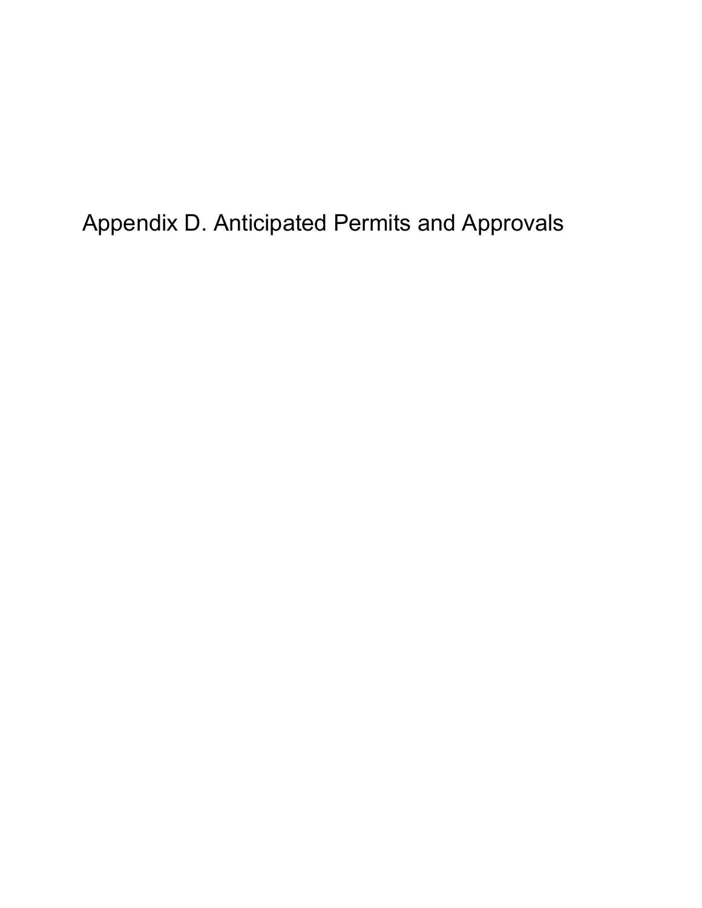# Appendix D. Anticipated Permits and Approvals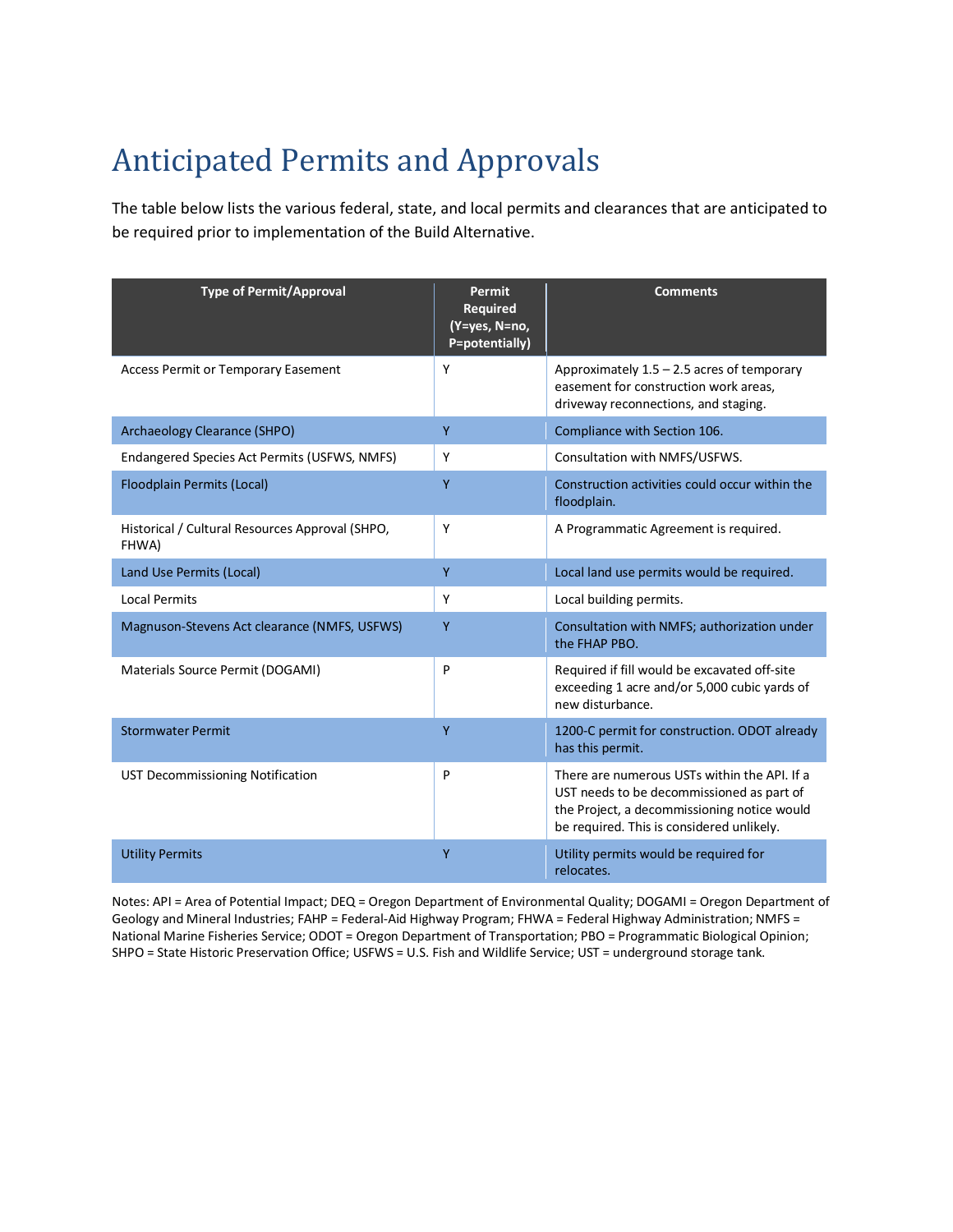# Anticipated Permits and Approvals

The table below lists the various federal, state, and local permits and clearances that are anticipated to be required prior to implementation of the Build Alternative.

| Type of Permit/Approval | Permit Required (Y=yes, N=no, P=potentially) | Comments |
|---|---|---|
| Access Permit or Temporary Easement | Y | Approximately 1.5 – 2.5 acres of temporary easement for construction work areas, driveway reconnections, and staging. |
| Archaeology Clearance (SHPO) | Y | Compliance with Section 106. |
| Endangered Species Act Permits (USFWS, NMFS) | Y | Consultation with NMFS/USFWS. |
| Floodplain Permits (Local) | Y | Construction activities could occur within the floodplain. |
| Historical / Cultural Resources Approval (SHPO, FHWA) | Y | A Programmatic Agreement is required. |
| Land Use Permits (Local) | Y | Local land use permits would be required. |
| Local Permits | Y | Local building permits. |
| Magnuson-Stevens Act clearance (NMFS, USFWS) | Y | Consultation with NMFS; authorization under the FHAP PBO. |
| Materials Source Permit (DOGAMI) | P | Required if fill would be excavated off-site exceeding 1 acre and/or 5,000 cubic yards of new disturbance. |
| Stormwater Permit | Y | 1200-C permit for construction. ODOT already has this permit. |
| UST Decommissioning Notification | P | There are numerous USTs within the API. If a UST needs to be decommissioned as part of the Project, a decommissioning notice would be required. This is considered unlikely. |
| Utility Permits | Y | Utility permits would be required for relocates. |

Notes: API = Area of Potential Impact; DEQ = Oregon Department of Environmental Quality; DOGAMI = Oregon Department of Geology and Mineral Industries; FAHP = Federal-Aid Highway Program; FHWA = Federal Highway Administration; NMFS = National Marine Fisheries Service; ODOT = Oregon Department of Transportation; PBO = Programmatic Biological Opinion; SHPO = State Historic Preservation Office; USFWS = U.S. Fish and Wildlife Service; UST = underground storage tank.